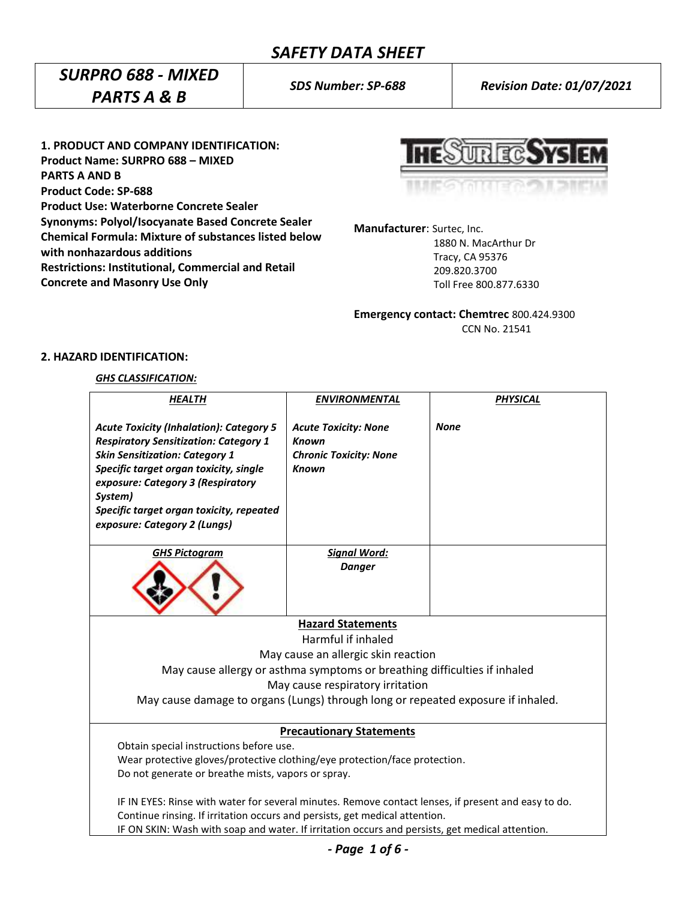# SAFETY DATA SHEET

| *SURPRO 688 - MIXED PARTS A & B* | *SDS Number: SP-688* | *Revision Date: 01/07/2021* |
|---|---|---|

## 1. PRODUCT AND COMPANY IDENTIFICATION:

**Product Name: SURPRO 688 – MIXED PARTS A AND B**
**Product Code: SP-688**
**Product Use: Waterborne Concrete Sealer**
**Synonyms: Polyol/Isocyanate Based Concrete Sealer**
**Chemical Formula: Mixture of substances listed below with nonhazardous additions**
**Restrictions: Institutional, Commercial and Retail Concrete and Masonry Use Only**

**Manufacturer**: Surtec, Inc.
1880 N. MacArthur Dr
Tracy, CA 95376
209.820.3700
Toll Free 800.877.6330

**Emergency contact: Chemtrec** 800.424.9300
CCN No. 21541

## 2. HAZARD IDENTIFICATION:

***GHS CLASSIFICATION:***

| ***HEALTH*** | ***ENVIRONMENTAL*** | ***PHYSICAL*** |
|---|---|---|
| *Acute Toxicity (Inhalation): Category 5*<br>*Respiratory Sensitization: Category 1*<br>*Skin Sensitization: Category 1*<br>*Specific target organ toxicity, single exposure: Category 3 (Respiratory System)*<br>*Specific target organ toxicity, repeated exposure: Category 2 (Lungs)* | *Acute Toxicity: None Known*<br>*Chronic Toxicity: None Known* | *None* |
| ***GHS Pictogram*** | ***Signal Word:***<br>*Danger* | |

**Hazard Statements**

Harmful if inhaled
May cause an allergic skin reaction
May cause allergy or asthma symptoms or breathing difficulties if inhaled
May cause respiratory irritation
May cause damage to organs (Lungs) through long or repeated exposure if inhaled.

**Precautionary Statements**

Obtain special instructions before use.
Wear protective gloves/protective clothing/eye protection/face protection.
Do not generate or breathe mists, vapors or spray.

IF IN EYES: Rinse with water for several minutes. Remove contact lenses, if present and easy to do. Continue rinsing. If irritation occurs and persists, get medical attention.
IF ON SKIN: Wash with soap and water. If irritation occurs and persists, get medical attention.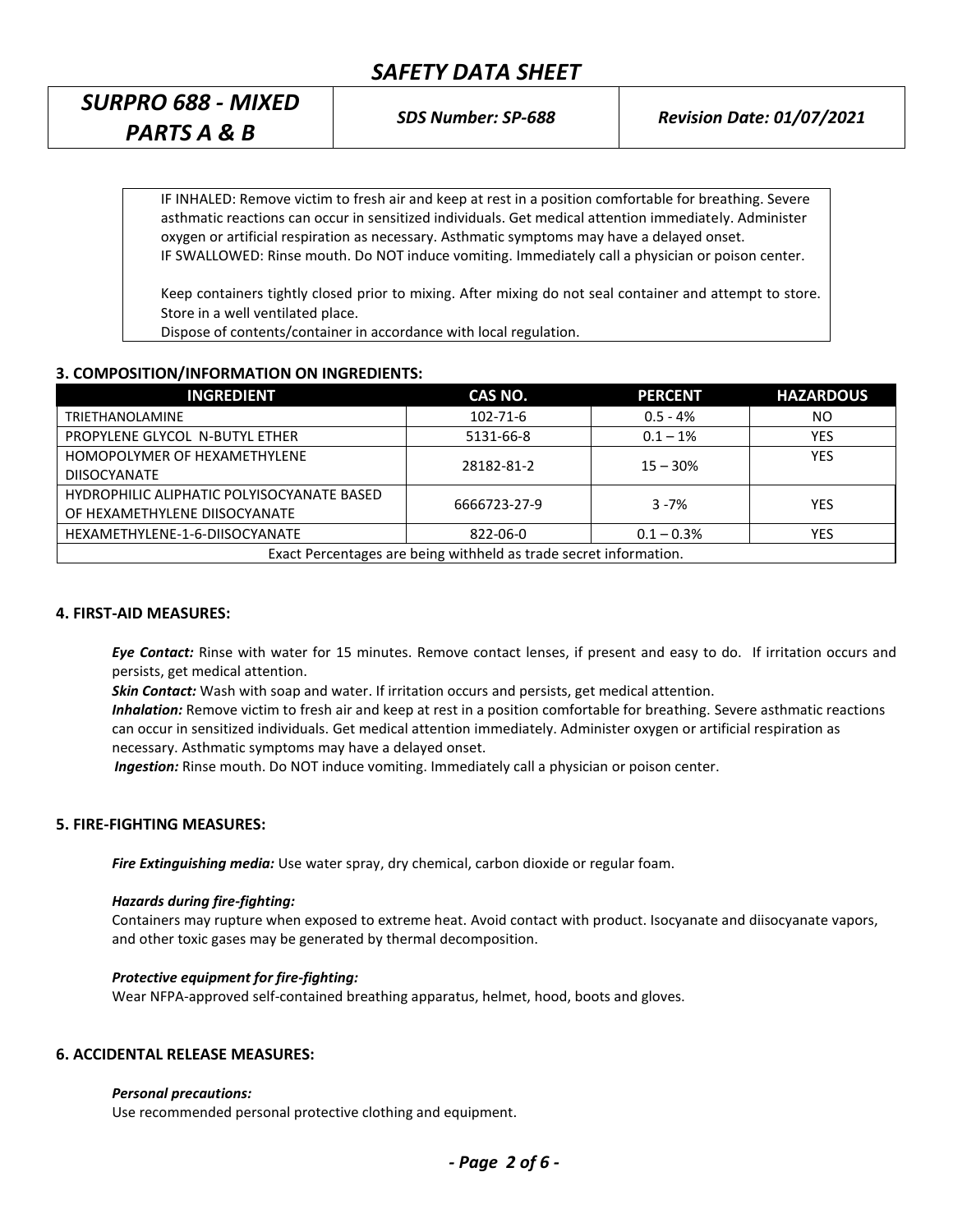IF INHALED: Remove victim to fresh air and keep at rest in a position comfortable for breathing. Severe asthmatic reactions can occur in sensitized individuals. Get medical attention immediately. Administer oxygen or artificial respiration as necessary. Asthmatic symptoms may have a delayed onset.
IF SWALLOWED: Rinse mouth. Do NOT induce vomiting. Immediately call a physician or poison center.

Keep containers tightly closed prior to mixing. After mixing do not seal container and attempt to store. Store in a well ventilated place.
Dispose of contents/container in accordance with local regulation.

### 3. COMPOSITION/INFORMATION ON INGREDIENTS:

| INGREDIENT | CAS NO. | PERCENT | HAZARDOUS |
|---|---|---|---|
| TRIETHANOLAMINE | 102-71-6 | 0.5 - 4% | NO |
| PROPYLENE GLYCOL N-BUTYL ETHER | 5131-66-8 | 0.1 – 1% | YES |
| HOMOPOLYMER OF HEXAMETHYLENE DIISOCYANATE | 28182-81-2 | 15 – 30% | YES |
| HYDROPHILIC ALIPHATIC POLYISOCYANATE BASED OF HEXAMETHYLENE DIISOCYANATE | 6666723-27-9 | 3 -7% | YES |
| HEXAMETHYLENE-1-6-DIISOCYANATE | 822-06-0 | 0.1 – 0.3% | YES |
| Exact Percentages are being withheld as trade secret information. | | | |

### 4. FIRST-AID MEASURES:

***Eye Contact:*** Rinse with water for 15 minutes. Remove contact lenses, if present and easy to do. If irritation occurs and persists, get medical attention.

***Skin Contact:*** Wash with soap and water. If irritation occurs and persists, get medical attention.

***Inhalation:*** Remove victim to fresh air and keep at rest in a position comfortable for breathing. Severe asthmatic reactions can occur in sensitized individuals. Get medical attention immediately. Administer oxygen or artificial respiration as necessary. Asthmatic symptoms may have a delayed onset.

***Ingestion:*** Rinse mouth. Do NOT induce vomiting. Immediately call a physician or poison center.

### 5. FIRE-FIGHTING MEASURES:

***Fire Extinguishing media:*** Use water spray, dry chemical, carbon dioxide or regular foam.

***Hazards during fire-fighting:***

Containers may rupture when exposed to extreme heat. Avoid contact with product. Isocyanate and diisocyanate vapors, and other toxic gases may be generated by thermal decomposition.

***Protective equipment for fire-fighting:***

Wear NFPA-approved self-contained breathing apparatus, helmet, hood, boots and gloves.

### 6. ACCIDENTAL RELEASE MEASURES:

***Personal precautions:***

Use recommended personal protective clothing and equipment.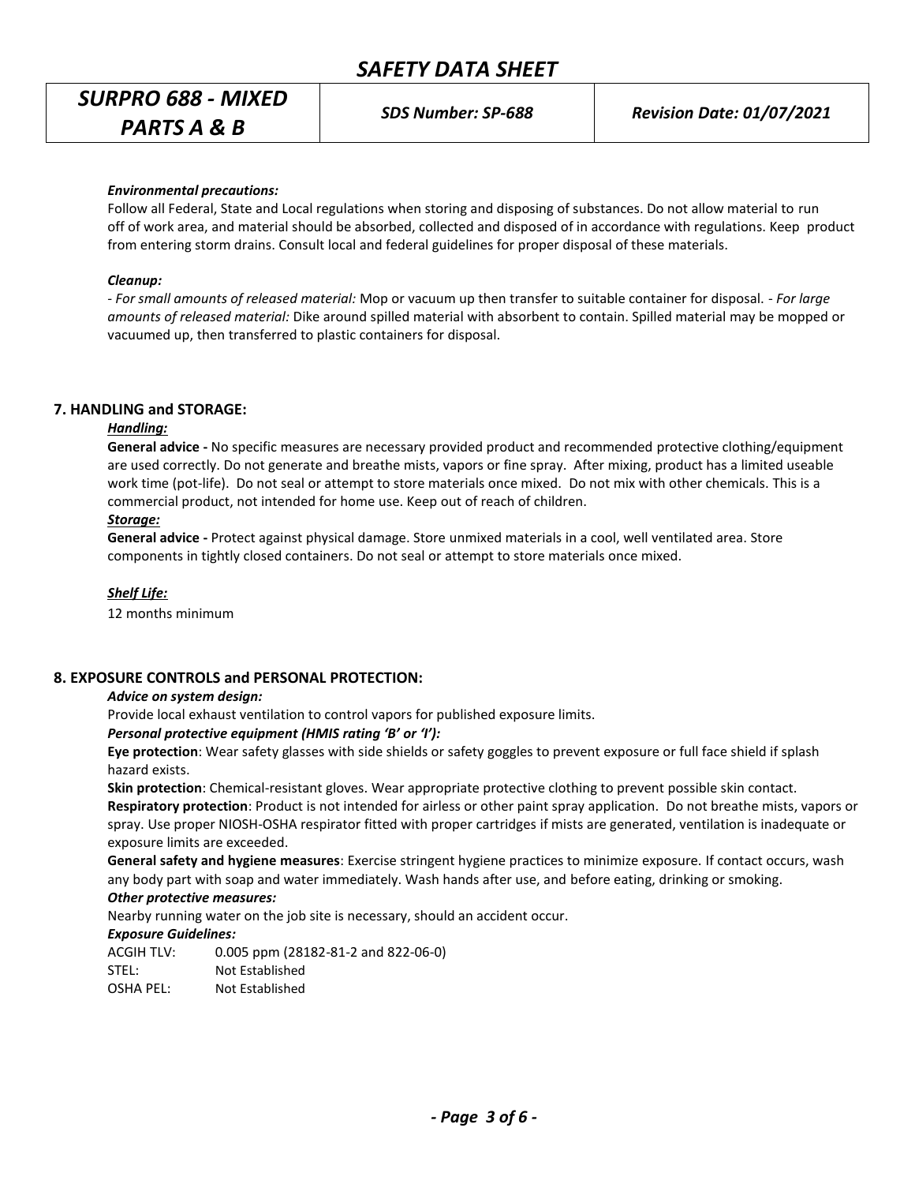*Environmental precautions:*

Follow all Federal, State and Local regulations when storing and disposing of substances. Do not allow material to run off of work area, and material should be absorbed, collected and disposed of in accordance with regulations. Keep product from entering storm drains. Consult local and federal guidelines for proper disposal of these materials.

*Cleanup:*

*- For small amounts of released material:* Mop or vacuum up then transfer to suitable container for disposal. *- For large amounts of released material:* Dike around spilled material with absorbent to contain. Spilled material may be mopped or vacuumed up, then transferred to plastic containers for disposal.

## 7. HANDLING and STORAGE:

***Handling:***

**General advice -** No specific measures are necessary provided product and recommended protective clothing/equipment are used correctly. Do not generate and breathe mists, vapors or fine spray. After mixing, product has a limited useable work time (pot-life). Do not seal or attempt to store materials once mixed. Do not mix with other chemicals. This is a commercial product, not intended for home use. Keep out of reach of children.

***Storage:***

**General advice -** Protect against physical damage. Store unmixed materials in a cool, well ventilated area. Store components in tightly closed containers. Do not seal or attempt to store materials once mixed.

***Shelf Life:***

12 months minimum

## 8. EXPOSURE CONTROLS and PERSONAL PROTECTION:

***Advice on system design:***

Provide local exhaust ventilation to control vapors for published exposure limits.

***Personal protective equipment (HMIS rating 'B' or 'I'):***

**Eye protection**: Wear safety glasses with side shields or safety goggles to prevent exposure or full face shield if splash hazard exists.

**Skin protection**: Chemical-resistant gloves. Wear appropriate protective clothing to prevent possible skin contact.

**Respiratory protection**: Product is not intended for airless or other paint spray application. Do not breathe mists, vapors or spray. Use proper NIOSH-OSHA respirator fitted with proper cartridges if mists are generated, ventilation is inadequate or exposure limits are exceeded.

**General safety and hygiene measures**: Exercise stringent hygiene practices to minimize exposure. If contact occurs, wash any body part with soap and water immediately. Wash hands after use, and before eating, drinking or smoking.

***Other protective measures:***

Nearby running water on the job site is necessary, should an accident occur.

***Exposure Guidelines:***

| | |
|---|---|
| ACGIH TLV: | 0.005 ppm (28182-81-2 and 822-06-0) |
| STEL: | Not Established |
| OSHA PEL: | Not Established |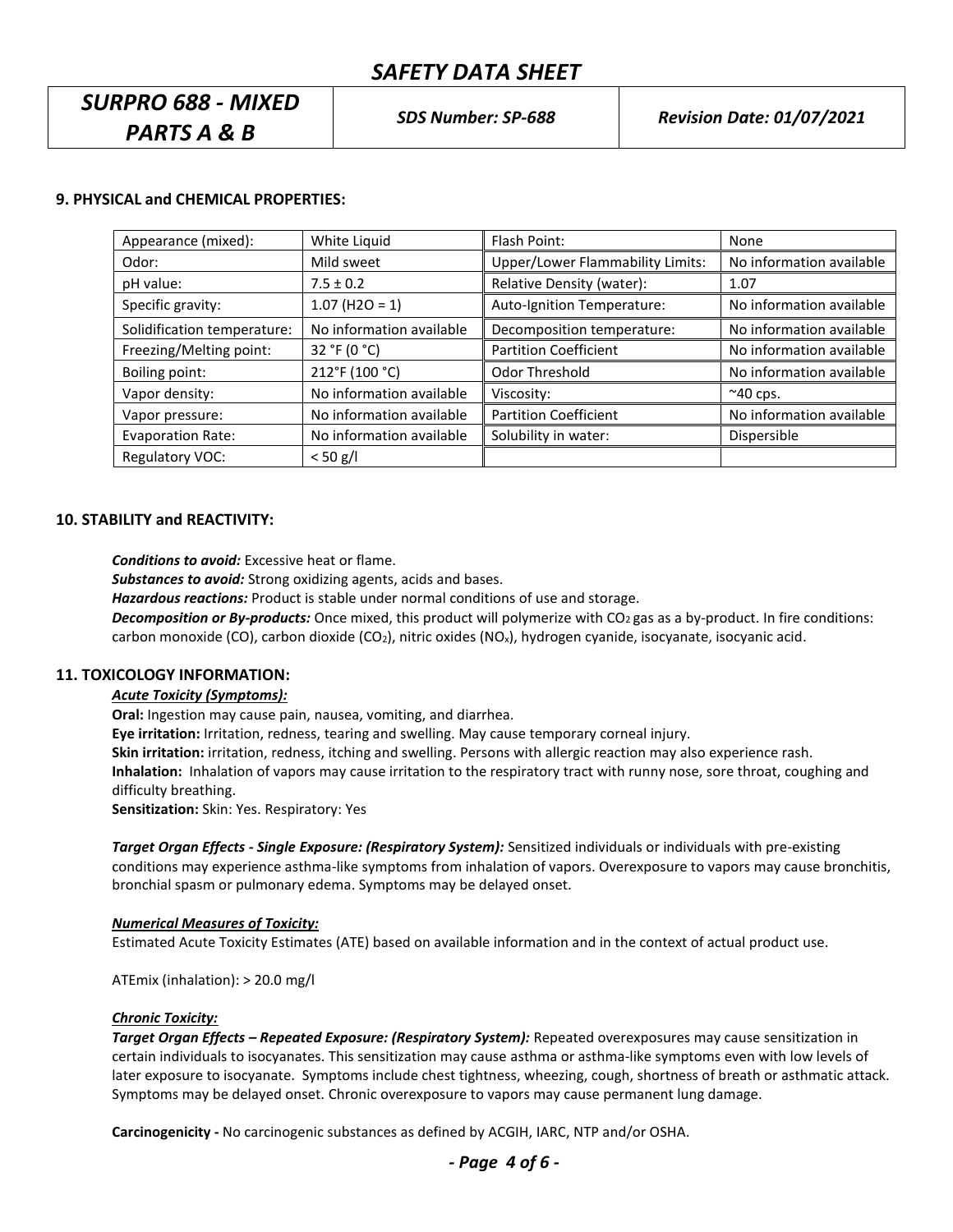### 9. PHYSICAL and CHEMICAL PROPERTIES:

| Appearance (mixed): | White Liquid | Flash Point: | None |
|---|---|---|---|
| Odor: | Mild sweet | Upper/Lower Flammability Limits: | No information available |
| pH value: | 7.5 ± 0.2 | Relative Density (water): | 1.07 |
| Specific gravity: | 1.07 (H2O = 1) | Auto-Ignition Temperature: | No information available |
| Solidification temperature: | No information available | Decomposition temperature: | No information available |
| Freezing/Melting point: | 32 °F (0 °C) | Partition Coefficient | No information available |
| Boiling point: | 212°F (100 °C) | Odor Threshold | No information available |
| Vapor density: | No information available | Viscosity: | ~40 cps. |
| Vapor pressure: | No information available | Partition Coefficient | No information available |
| Evaporation Rate: | No information available | Solubility in water: | Dispersible |
| Regulatory VOC: | < 50 g/l | | |

### 10. STABILITY and REACTIVITY:

***Conditions to avoid:*** Excessive heat or flame.

***Substances to avoid:*** Strong oxidizing agents, acids and bases.

***Hazardous reactions:*** Product is stable under normal conditions of use and storage.

***Decomposition or By-products:*** Once mixed, this product will polymerize with $CO_2$ gas as a by-product. In fire conditions: carbon monoxide (CO), carbon dioxide ($CO_2$), nitric oxides ($NO_x$), hydrogen cyanide, isocyanate, isocyanic acid.

### 11. TOXICOLOGY INFORMATION:

***Acute Toxicity (Symptoms):***

**Oral:** Ingestion may cause pain, nausea, vomiting, and diarrhea.

**Eye irritation:** Irritation, redness, tearing and swelling. May cause temporary corneal injury.

**Skin irritation:** irritation, redness, itching and swelling. Persons with allergic reaction may also experience rash.

**Inhalation:** Inhalation of vapors may cause irritation to the respiratory tract with runny nose, sore throat, coughing and difficulty breathing.

**Sensitization:** Skin: Yes. Respiratory: Yes

***Target Organ Effects - Single Exposure: (Respiratory System):*** Sensitized individuals or individuals with pre-existing conditions may experience asthma-like symptoms from inhalation of vapors. Overexposure to vapors may cause bronchitis, bronchial spasm or pulmonary edema. Symptoms may be delayed onset.

***Numerical Measures of Toxicity:***

Estimated Acute Toxicity Estimates (ATE) based on available information and in the context of actual product use.

ATEmix (inhalation): > 20.0 mg/l

***Chronic Toxicity:***

***Target Organ Effects – Repeated Exposure: (Respiratory System):*** Repeated overexposures may cause sensitization in certain individuals to isocyanates. This sensitization may cause asthma or asthma-like symptoms even with low levels of later exposure to isocyanate. Symptoms include chest tightness, wheezing, cough, shortness of breath or asthmatic attack. Symptoms may be delayed onset. Chronic overexposure to vapors may cause permanent lung damage.

**Carcinogenicity -** No carcinogenic substances as defined by ACGIH, IARC, NTP and/or OSHA.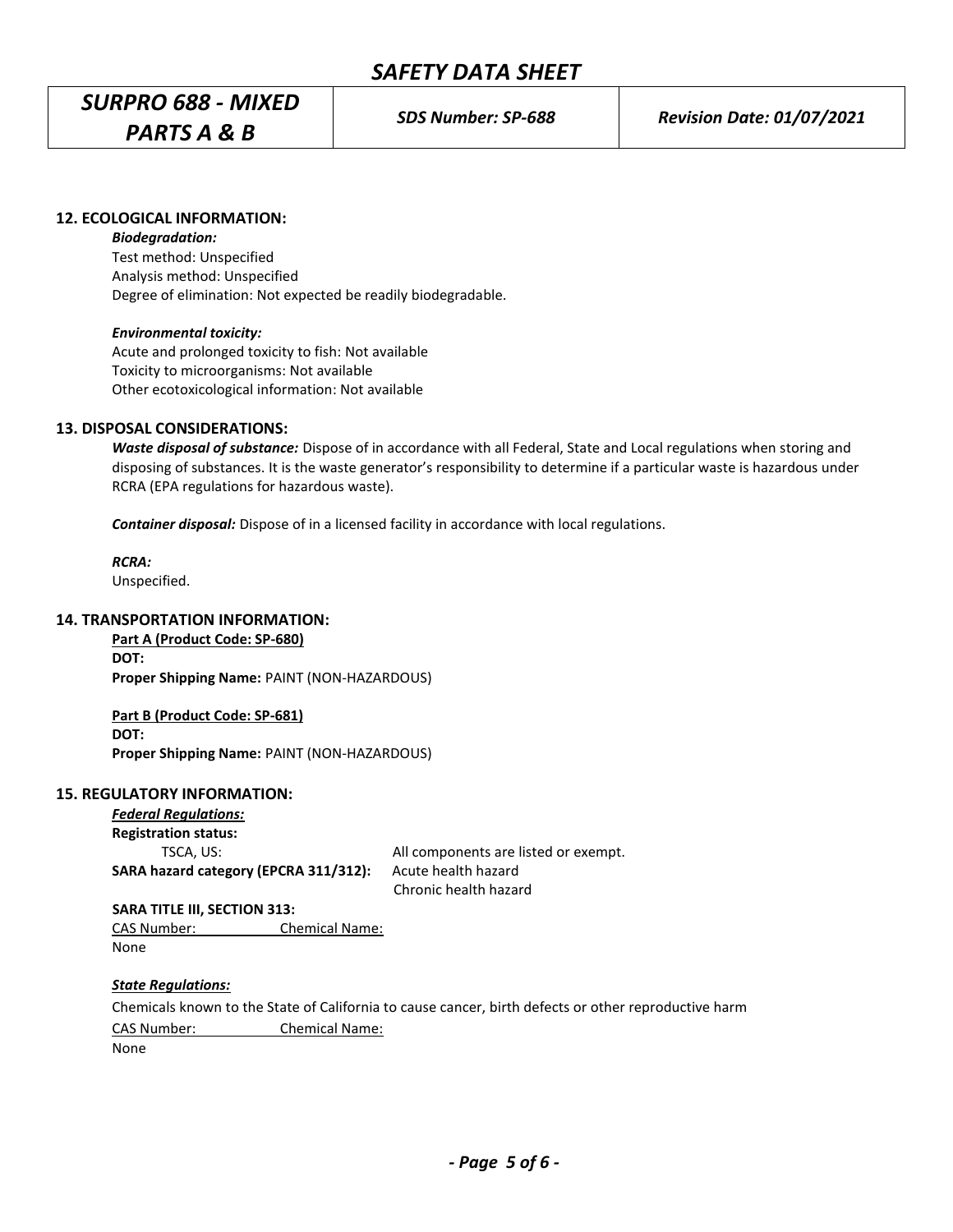## 12. ECOLOGICAL INFORMATION:

***Biodegradation:***

Test method: Unspecified
Analysis method: Unspecified
Degree of elimination: Not expected be readily biodegradable.

***Environmental toxicity:***

Acute and prolonged toxicity to fish: Not available
Toxicity to microorganisms: Not available
Other ecotoxicological information: Not available

## 13. DISPOSAL CONSIDERATIONS:

***Waste disposal of substance:*** Dispose of in accordance with all Federal, State and Local regulations when storing and disposing of substances. It is the waste generator's responsibility to determine if a particular waste is hazardous under RCRA (EPA regulations for hazardous waste).

***Container disposal:*** Dispose of in a licensed facility in accordance with local regulations.

***RCRA:***

Unspecified.

## 14. TRANSPORTATION INFORMATION:

**Part A (Product Code: SP-680)**

**DOT:**

**Proper Shipping Name:** PAINT (NON-HAZARDOUS)

**Part B (Product Code: SP-681)**

**DOT:**

**Proper Shipping Name:** PAINT (NON-HAZARDOUS)

## 15. REGULATORY INFORMATION:

***Federal Regulations:***

**Registration status:**

| | |
|---|---|
| TSCA, US: | All components are listed or exempt. |
| **SARA hazard category (EPCRA 311/312):** | Acute health hazard<br>Chronic health hazard |

**SARA TITLE III, SECTION 313:**

| CAS Number: | Chemical Name: |
|---|---|
| None | |

***State Regulations:***

Chemicals known to the State of California to cause cancer, birth defects or other reproductive harm

| CAS Number: | Chemical Name: |
|---|---|
| None | |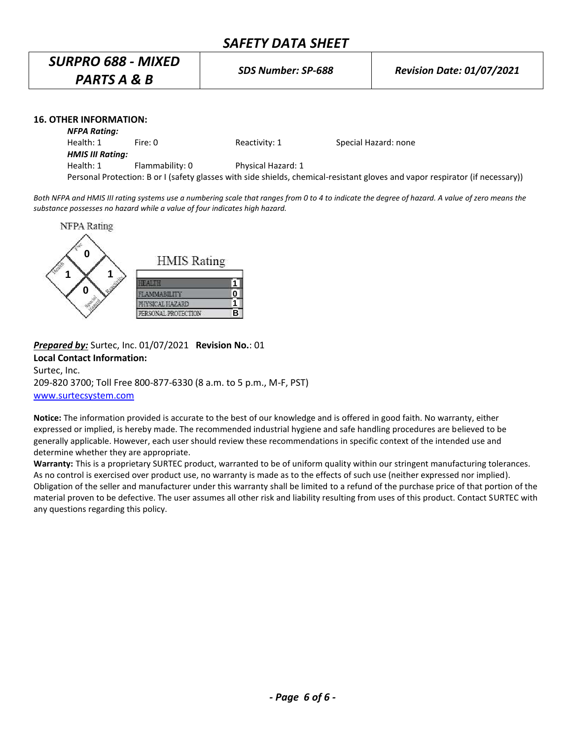**16. OTHER INFORMATION:**

***NFPA Rating:***

Health: 1 Fire: 0 Reactivity: 1 Special Hazard: none

***HMIS III Rating:***

Health: 1 Flammability: 0 Physical Hazard: 1

Personal Protection: B or I (safety glasses with side shields, chemical-resistant gloves and vapor respirator (if necessary))

*Both NFPA and HMIS III rating systems use a numbering scale that ranges from 0 to 4 to indicate the degree of hazard. A value of zero means the substance possesses no hazard while a value of four indicates high hazard.*

NFPA Rating

Fire 0
Health 1
Reactivity 1
Special Hazard 0

HMIS Rating

| | |
|---|---|
| HEALTH | 1 |
| FLAMMABILITY | 0 |
| PHYSICAL HAZARD | 1 |
| PERSONAL PROTECTION | B |

***Prepared by:*** Surtec, Inc. 01/07/2021 **Revision No.**: 01

**Local Contact Information:**

Surtec, Inc.

209-820 3700; Toll Free 800-877-6330 (8 a.m. to 5 p.m., M-F, PST)

[www.surtecsystem.com](www.surtecsystem.com)

**Notice:** The information provided is accurate to the best of our knowledge and is offered in good faith. No warranty, either expressed or implied, is hereby made. The recommended industrial hygiene and safe handling procedures are believed to be generally applicable. However, each user should review these recommendations in specific context of the intended use and determine whether they are appropriate.

**Warranty:** This is a proprietary SURTEC product, warranted to be of uniform quality within our stringent manufacturing tolerances. As no control is exercised over product use, no warranty is made as to the effects of such use (neither expressed nor implied). Obligation of the seller and manufacturer under this warranty shall be limited to a refund of the purchase price of that portion of the material proven to be defective. The user assumes all other risk and liability resulting from uses of this product. Contact SURTEC with any questions regarding this policy.